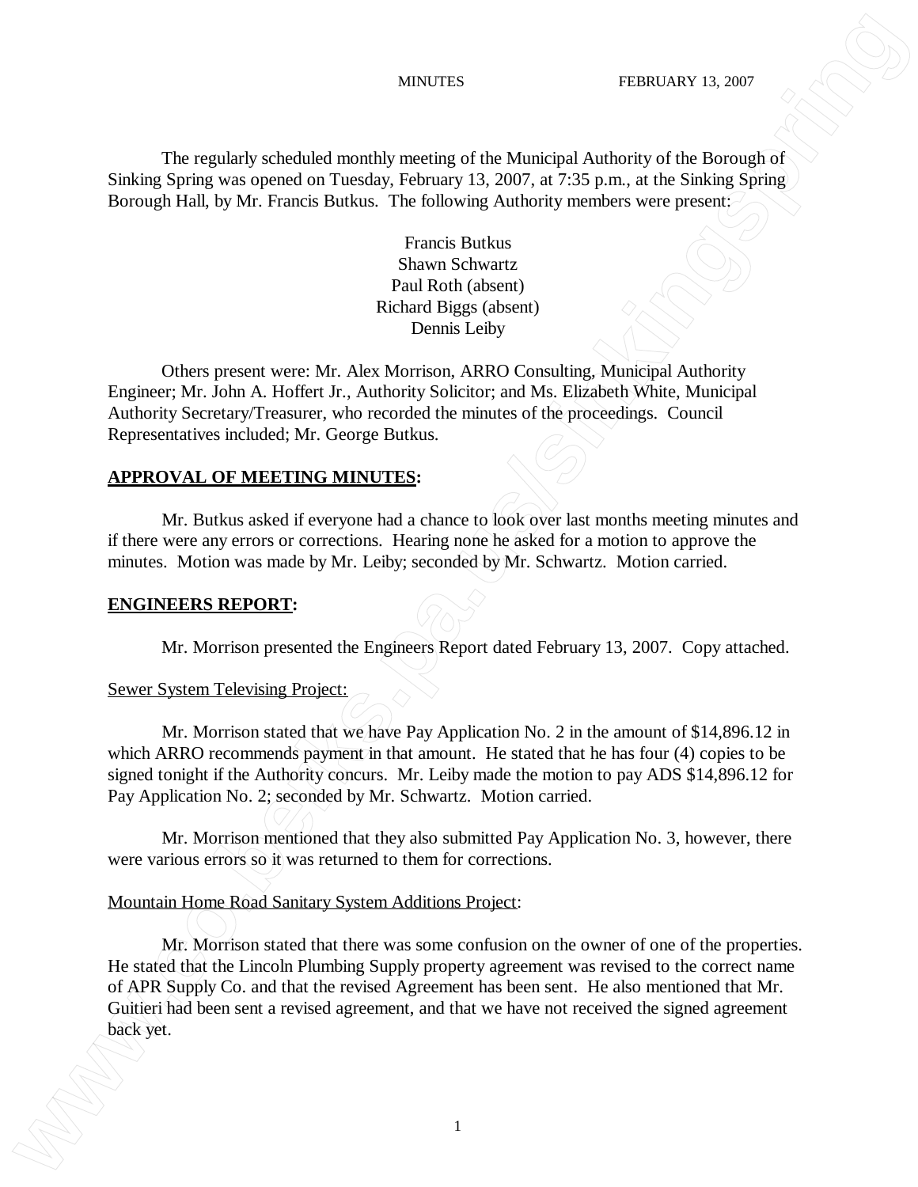MINUTES FEBRUARY 13, 2007

The regularly scheduled monthly meeting of the Municipal Authority of the Borough of Sinking Spring was opened on Tuesday, February 13, 2007, at 7:35 p.m., at the Sinking Spring Borough Hall, by Mr. Francis Butkus. The following Authority members were present:

Francis Butkus
Shawn Schwartz
Paul Roth (absent)
Richard Biggs (absent)
Dennis Leiby

Others present were: Mr. Alex Morrison, ARRO Consulting, Municipal Authority Engineer; Mr. John A. Hoffert Jr., Authority Solicitor; and Ms. Elizabeth White, Municipal Authority Secretary/Treasurer, who recorded the minutes of the proceedings. Council Representatives included; Mr. George Butkus.

**APPROVAL OF MEETING MINUTES:**

Mr. Butkus asked if everyone had a chance to look over last months meeting minutes and if there were any errors or corrections. Hearing none he asked for a motion to approve the minutes. Motion was made by Mr. Leiby; seconded by Mr. Schwartz. Motion carried.

**ENGINEERS REPORT:**

Mr. Morrison presented the Engineers Report dated February 13, 2007. Copy attached.

Sewer System Televising Project:

Mr. Morrison stated that we have Pay Application No. 2 in the amount of $14,896.12 in which ARRO recommends payment in that amount. He stated that he has four (4) copies to be signed tonight if the Authority concurs. Mr. Leiby made the motion to pay ADS $14,896.12 for Pay Application No. 2; seconded by Mr. Schwartz. Motion carried.

Mr. Morrison mentioned that they also submitted Pay Application No. 3, however, there were various errors so it was returned to them for corrections.

Mountain Home Road Sanitary System Additions Project:

Mr. Morrison stated that there was some confusion on the owner of one of the properties. He stated that the Lincoln Plumbing Supply property agreement was revised to the correct name of APR Supply Co. and that the revised Agreement has been sent. He also mentioned that Mr. Guitieri had been sent a revised agreement, and that we have not received the signed agreement back yet.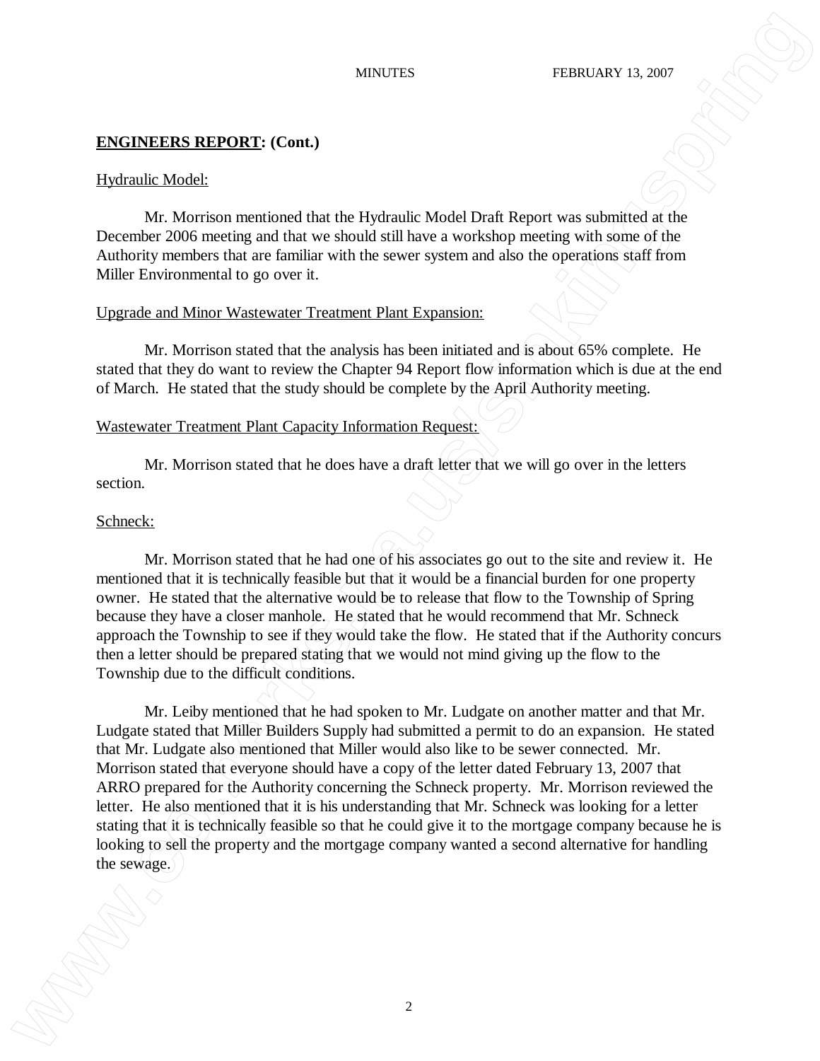**ENGINEERS REPORT: (Cont.)**

Hydraulic Model:

Mr. Morrison mentioned that the Hydraulic Model Draft Report was submitted at the December 2006 meeting and that we should still have a workshop meeting with some of the Authority members that are familiar with the sewer system and also the operations staff from Miller Environmental to go over it.

Upgrade and Minor Wastewater Treatment Plant Expansion:

Mr. Morrison stated that the analysis has been initiated and is about 65% complete. He stated that they do want to review the Chapter 94 Report flow information which is due at the end of March. He stated that the study should be complete by the April Authority meeting.

Wastewater Treatment Plant Capacity Information Request:

Mr. Morrison stated that he does have a draft letter that we will go over in the letters section.

Schneck:

Mr. Morrison stated that he had one of his associates go out to the site and review it. He mentioned that it is technically feasible but that it would be a financial burden for one property owner. He stated that the alternative would be to release that flow to the Township of Spring because they have a closer manhole. He stated that he would recommend that Mr. Schneck approach the Township to see if they would take the flow. He stated that if the Authority concurs then a letter should be prepared stating that we would not mind giving up the flow to the Township due to the difficult conditions.

Mr. Leiby mentioned that he had spoken to Mr. Ludgate on another matter and that Mr. Ludgate stated that Miller Builders Supply had submitted a permit to do an expansion. He stated that Mr. Ludgate also mentioned that Miller would also like to be sewer connected. Mr. Morrison stated that everyone should have a copy of the letter dated February 13, 2007 that ARRO prepared for the Authority concerning the Schneck property. Mr. Morrison reviewed the letter. He also mentioned that it is his understanding that Mr. Schneck was looking for a letter stating that it is technically feasible so that he could give it to the mortgage company because he is looking to sell the property and the mortgage company wanted a second alternative for handling the sewage.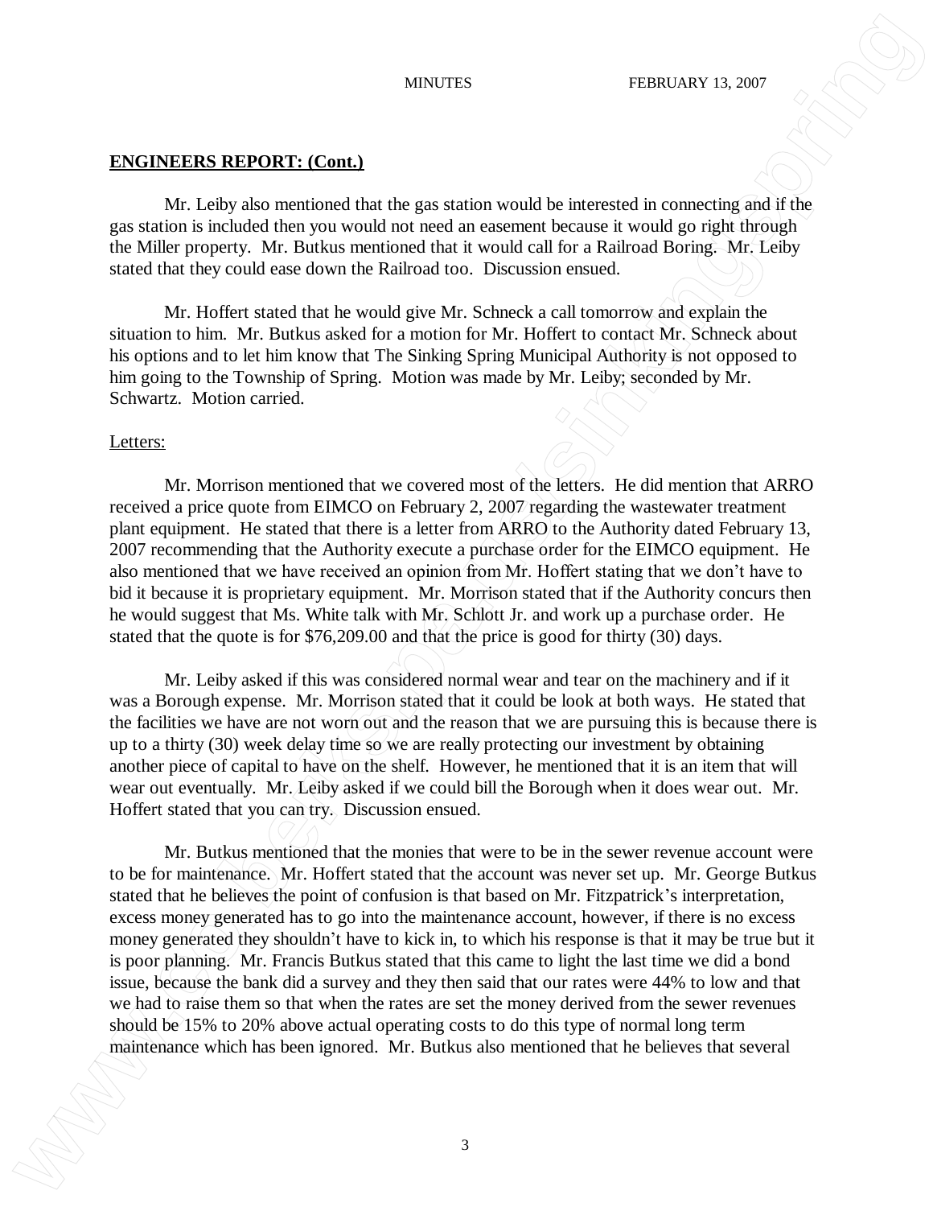**ENGINEERS REPORT: (Cont.)**

Mr. Leiby also mentioned that the gas station would be interested in connecting and if the gas station is included then you would not need an easement because it would go right through the Miller property. Mr. Butkus mentioned that it would call for a Railroad Boring. Mr. Leiby stated that they could ease down the Railroad too. Discussion ensued.

Mr. Hoffert stated that he would give Mr. Schneck a call tomorrow and explain the situation to him. Mr. Butkus asked for a motion for Mr. Hoffert to contact Mr. Schneck about his options and to let him know that The Sinking Spring Municipal Authority is not opposed to him going to the Township of Spring. Motion was made by Mr. Leiby; seconded by Mr. Schwartz. Motion carried.

Letters:

Mr. Morrison mentioned that we covered most of the letters. He did mention that ARRO received a price quote from EIMCO on February 2, 2007 regarding the wastewater treatment plant equipment. He stated that there is a letter from ARRO to the Authority dated February 13, 2007 recommending that the Authority execute a purchase order for the EIMCO equipment. He also mentioned that we have received an opinion from Mr. Hoffert stating that we don't have to bid it because it is proprietary equipment. Mr. Morrison stated that if the Authority concurs then he would suggest that Ms. White talk with Mr. Schlott Jr. and work up a purchase order. He stated that the quote is for $76,209.00 and that the price is good for thirty (30) days.

Mr. Leiby asked if this was considered normal wear and tear on the machinery and if it was a Borough expense. Mr. Morrison stated that it could be look at both ways. He stated that the facilities we have are not worn out and the reason that we are pursuing this is because there is up to a thirty (30) week delay time so we are really protecting our investment by obtaining another piece of capital to have on the shelf. However, he mentioned that it is an item that will wear out eventually. Mr. Leiby asked if we could bill the Borough when it does wear out. Mr. Hoffert stated that you can try. Discussion ensued.

Mr. Butkus mentioned that the monies that were to be in the sewer revenue account were to be for maintenance. Mr. Hoffert stated that the account was never set up. Mr. George Butkus stated that he believes the point of confusion is that based on Mr. Fitzpatrick's interpretation, excess money generated has to go into the maintenance account, however, if there is no excess money generated they shouldn't have to kick in, to which his response is that it may be true but it is poor planning. Mr. Francis Butkus stated that this came to light the last time we did a bond issue, because the bank did a survey and they then said that our rates were 44% to low and that we had to raise them so that when the rates are set the money derived from the sewer revenues should be 15% to 20% above actual operating costs to do this type of normal long term maintenance which has been ignored. Mr. Butkus also mentioned that he believes that several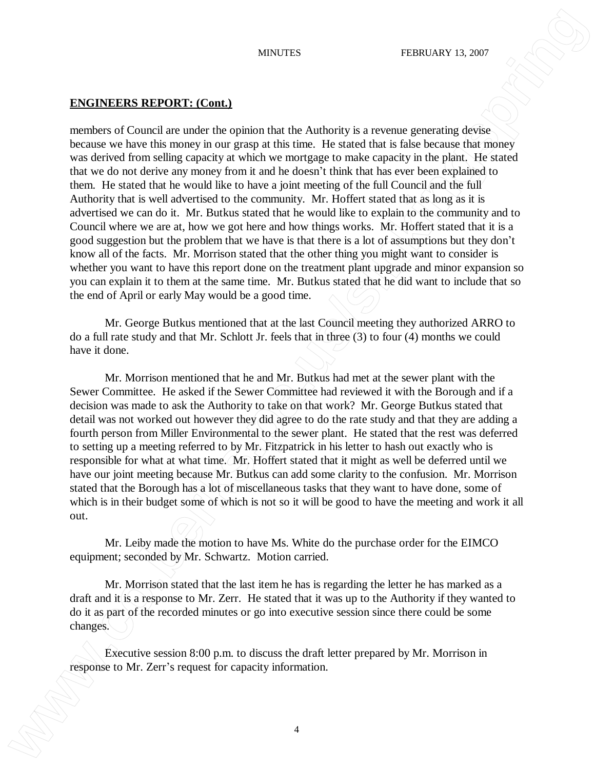**ENGINEERS REPORT: (Cont.)**

members of Council are under the opinion that the Authority is a revenue generating devise because we have this money in our grasp at this time. He stated that is false because that money was derived from selling capacity at which we mortgage to make capacity in the plant. He stated that we do not derive any money from it and he doesn't think that has ever been explained to them. He stated that he would like to have a joint meeting of the full Council and the full Authority that is well advertised to the community. Mr. Hoffert stated that as long as it is advertised we can do it. Mr. Butkus stated that he would like to explain to the community and to Council where we are at, how we got here and how things works. Mr. Hoffert stated that it is a good suggestion but the problem that we have is that there is a lot of assumptions but they don't know all of the facts. Mr. Morrison stated that the other thing you might want to consider is whether you want to have this report done on the treatment plant upgrade and minor expansion so you can explain it to them at the same time. Mr. Butkus stated that he did want to include that so the end of April or early May would be a good time.

Mr. George Butkus mentioned that at the last Council meeting they authorized ARRO to do a full rate study and that Mr. Schlott Jr. feels that in three (3) to four (4) months we could have it done.

Mr. Morrison mentioned that he and Mr. Butkus had met at the sewer plant with the Sewer Committee. He asked if the Sewer Committee had reviewed it with the Borough and if a decision was made to ask the Authority to take on that work? Mr. George Butkus stated that detail was not worked out however they did agree to do the rate study and that they are adding a fourth person from Miller Environmental to the sewer plant. He stated that the rest was deferred to setting up a meeting referred to by Mr. Fitzpatrick in his letter to hash out exactly who is responsible for what at what time. Mr. Hoffert stated that it might as well be deferred until we have our joint meeting because Mr. Butkus can add some clarity to the confusion. Mr. Morrison stated that the Borough has a lot of miscellaneous tasks that they want to have done, some of which is in their budget some of which is not so it will be good to have the meeting and work it all out.

Mr. Leiby made the motion to have Ms. White do the purchase order for the EIMCO equipment; seconded by Mr. Schwartz. Motion carried.

Mr. Morrison stated that the last item he has is regarding the letter he has marked as a draft and it is a response to Mr. Zerr. He stated that it was up to the Authority if they wanted to do it as part of the recorded minutes or go into executive session since there could be some changes.

Executive session 8:00 p.m. to discuss the draft letter prepared by Mr. Morrison in response to Mr. Zerr's request for capacity information.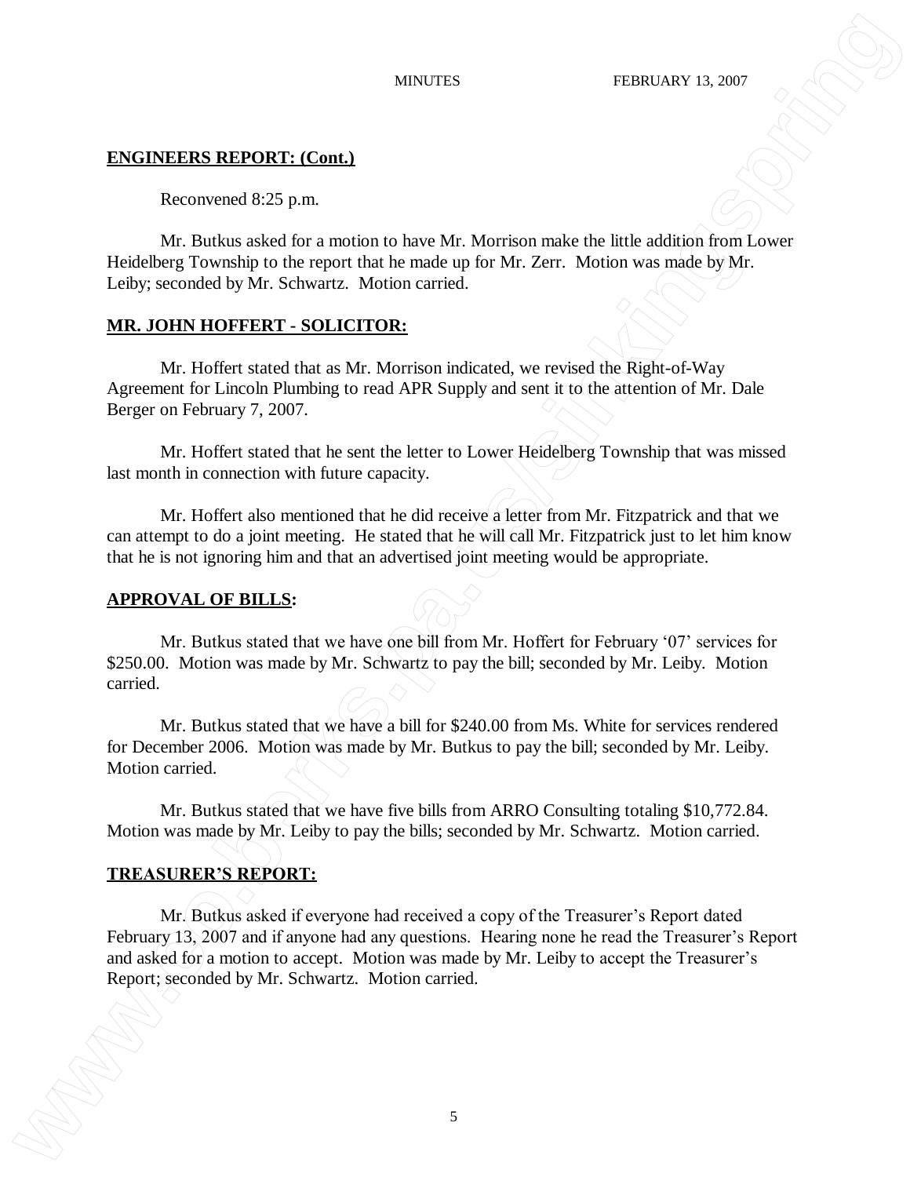## ENGINEERS REPORT: (Cont.)

Reconvened 8:25 p.m.

Mr. Butkus asked for a motion to have Mr. Morrison make the little addition from Lower Heidelberg Township to the report that he made up for Mr. Zerr. Motion was made by Mr. Leiby; seconded by Mr. Schwartz. Motion carried.

## MR. JOHN HOFFERT - SOLICITOR:

Mr. Hoffert stated that as Mr. Morrison indicated, we revised the Right-of-Way Agreement for Lincoln Plumbing to read APR Supply and sent it to the attention of Mr. Dale Berger on February 7, 2007.

Mr. Hoffert stated that he sent the letter to Lower Heidelberg Township that was missed last month in connection with future capacity.

Mr. Hoffert also mentioned that he did receive a letter from Mr. Fitzpatrick and that we can attempt to do a joint meeting. He stated that he will call Mr. Fitzpatrick just to let him know that he is not ignoring him and that an advertised joint meeting would be appropriate.

## APPROVAL OF BILLS:

Mr. Butkus stated that we have one bill from Mr. Hoffert for February '07' services for $250.00. Motion was made by Mr. Schwartz to pay the bill; seconded by Mr. Leiby. Motion carried.

Mr. Butkus stated that we have a bill for $240.00 from Ms. White for services rendered for December 2006. Motion was made by Mr. Butkus to pay the bill; seconded by Mr. Leiby. Motion carried.

Mr. Butkus stated that we have five bills from ARRO Consulting totaling $10,772.84. Motion was made by Mr. Leiby to pay the bills; seconded by Mr. Schwartz. Motion carried.

## TREASURER'S REPORT:

Mr. Butkus asked if everyone had received a copy of the Treasurer's Report dated February 13, 2007 and if anyone had any questions. Hearing none he read the Treasurer's Report and asked for a motion to accept. Motion was made by Mr. Leiby to accept the Treasurer's Report; seconded by Mr. Schwartz. Motion carried.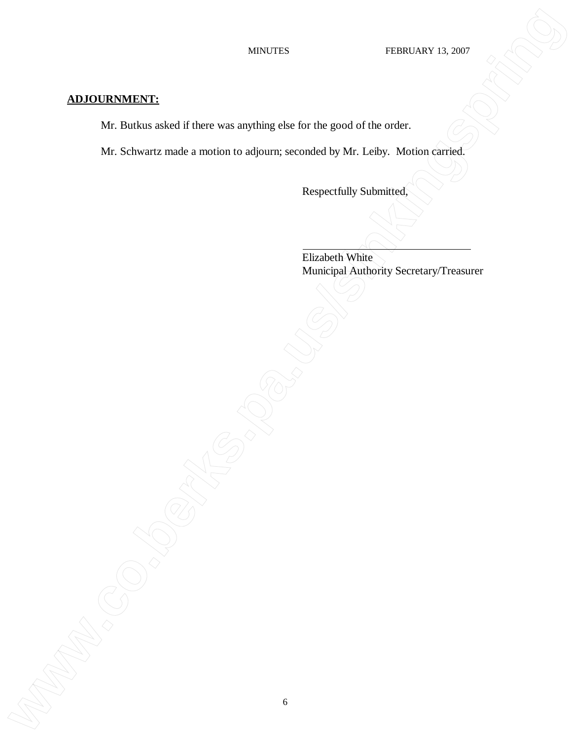**ADJOURNMENT:**

Mr. Butkus asked if there was anything else for the good of the order.

Mr. Schwartz made a motion to adjourn; seconded by Mr. Leiby. Motion carried.

Respectfully Submitted,

\_\_\_\_\_\_\_\_\_\_\_\_\_\_\_\_\_\_\_\_\_\_\_\_\_\_\_\_\_\_\_\_

Elizabeth White
Municipal Authority Secretary/Treasurer